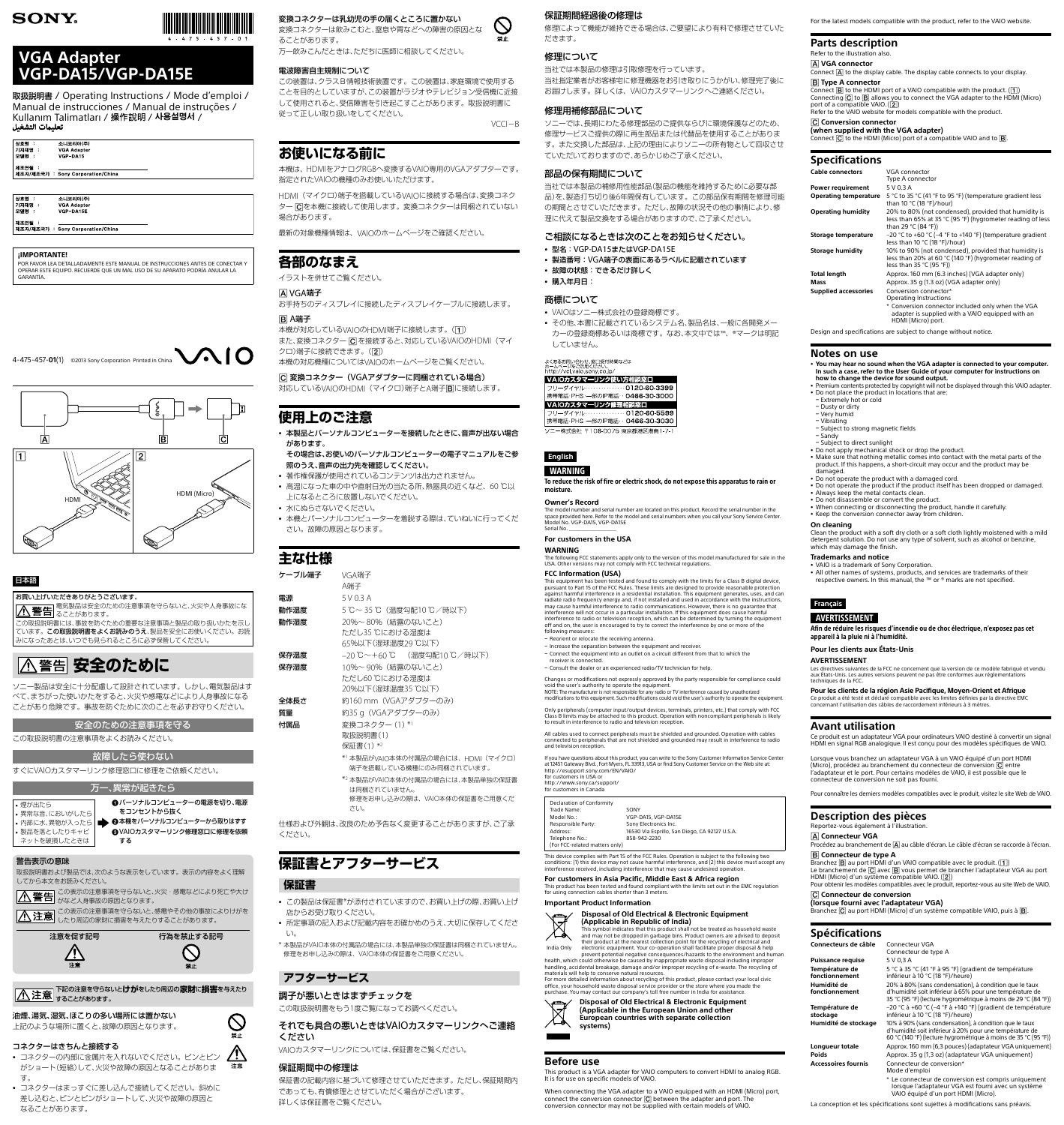SONY

4-475-457-01

# VGA Adapter
# VGP-DA15/VGP-DA15E

取扱説明書 / Operating Instructions / Mode d'emploi / Manual de instrucciones / Manual de instruções / Kullanım Talimatları / 操作説明 / 사용설명서 / تعليمات التشغيل

| 상호명 : | 소니코리아(주) |
|---|---|
| 기자재명 : | VGA Adapter |
| 모델명 : | VGP-DA15 |
| 제조연월 : | |
| 제조자/제조국가 : | Sony Corporation/China |

| 상호명 : | 소니코리아(주) |
|---|---|
| 기자재명 : | VGA Adapter |
| 모델명 : | VGP-DA15E |
| 제조연월 : | |
| 제조자/제조국가 : | Sony Corporation/China |

**¡IMPORTANTE!**

POR FAVOR LEA DETALLADAMENTE ESTE MANUAL DE INSTRUCCIONES ANTES DE CONECTAR Y OPERAR ESTE EQUIPO. RECUERDE QUE UN MAL USO DE SU APARATO PODRÍA ANULAR LA GARANTÍA.

4-475-457-01(1) ©2013 Sony Corporation Printed in China

VAIO

A B C

1 HDMI

2 HDMI (Micro)

## 日本語

お買い上げいただきありがとうございます。

⚠警告 電気製品は安全のための注意事項を守らないと、火災や人身事故になることがあります。

この取扱説明書には、事故を防ぐための重要な注意事項と製品の取り扱いかたを示しています。**この取扱説明書をよくお読みのうえ**、製品を安全にお使いください。お読みになったあとは、いつでも見られるところに必ず保管してください。

# ⚠警告 安全のために

ソニー製品は安全に十分配慮して設計されています。しかし、電気製品はすべて、まちがった使いかたをすると、火災や感電などにより人身事故になることがあり危険です。事故を防ぐために次のことを必ずお守りください。

### 安全のための注意事項を守る

この取扱説明書の注意事項をよくお読みください。

### 故障したら使わない

すぐにVAIOカスタマーリンク修理窓口に修理をご依頼ください。

### 万一、異常が起きたら

- 煙が出たら
- 異常な音、においがしたら
- 内部に水、異物が入ったら
- 製品を落としたりキャビネットを破損したときは

❶パーソナルコンピューターの電源を切り、電源をコンセントから抜く
❷本機をパーソナルコンピューターから取りはずす
❸VAIOカスタマーリンク修理窓口に修理を依頼する

### 警告表示の意味

取扱説明書および製品では、次のような表示をしています。表示の内容をよく理解してから本文をお読みください。

⚠警告 この表示の注意事項を守らないと、火災・感電などにより死亡や大けがなど人身事故の原因となります。

⚠注意 この表示の注意事項を守らないと、感電やその他の事故によりけがをしたり周辺の家財に損害を与えたりすることがあります。

注意を促す記号 ⚠ 注意

行為を禁止する記号 禁止

⚠注意 下記の注意を守らないと**けが**をしたり周辺の**家財**に**損害**を与えたりすることがあります。

**油煙、湿気、ほこりの多い場所には置かない**

上記のような場所に置くと、故障の原因となります。（禁止）

**コネクターはきちんと接続する**（注意）

- コネクターの内部に金属片を入れないでください。ピンとピンがショート（短絡）して、火災や故障の原因となることがあります。
- コネクターはまっすぐに差し込んで接続してください。斜めに差し込むと、ピンとピンがショートして、火災や故障の原因となることがあります。

**変換コネクターは乳幼児の手の届くところに置かない**（禁止）

変換コネクターは飲みこむと、窒息や胃などへの障害の原因となることがあります。

万一飲みこんだときは、ただちに医師に相談してください。

**電波障害自主規制について**

この装置は、クラスB情報技術装置です。この装置は、家庭環境で使用することを目的としていますが、この装置がラジオやテレビジョン受信機に近接して使用されると、受信障害を引き起こすことがあります。取扱説明書に従って正しい取り扱いをしてください。

VCCI－B

# お使いになる前に

本機は、HDMIをアナログRGBへ変換するVAIO専用のVGAアダプターです。指定されたVAIOの機種のみお使いいただけます。

HDMI（マイクロ）端子を搭載しているVAIOに接続する場合は、変換コネクター Cを本機に接続して使用します。変換コネクターは同梱されていない場合があります。

最新の対象機種情報は、VAIOのホームページをご確認ください。

# 各部のなまえ

イラストを併せてご覧ください。

**A VGA端子**

お手持ちのディスプレイに接続したディスプレイケーブルに接続します。

**B A端子**

本機が対応しているVAIOのHDMI端子に接続します。（1）

また、変換コネクター Cを接続すると、対応しているVAIOのHDMI（マイクロ）端子に接続できます。（2）

本機の対応機種についてはVAIOのホームページをご覧ください。

**C 変換コネクター（VGAアダプターに同梱されている場合）**

対応しているVAIOのHDMI（マイクロ）端子とA端子Bに接続します。

# 使用上のご注意

- 本製品とパーソナルコンピューターを接続したときに、音声が出ない場合があります。
  **その場合は、お使いのパーソナルコンピューターの電子マニュアルをご参照のうえ、音声の出力先を確認してください。**
- 著作権保護が使用されているコンテンツは出力されません。
- 高温になった車の中や直射日光の当たる所、熱器具の近くなど、60 ℃以上になるところに放置しないでください。
- 水にぬらさないでください。
- 本機とパーソナルコンピューターを着脱する際は、ていねいに行ってください。故障の原因となります。

# 主な仕様

| | |
|---|---|
| ケーブル端子 | VGA端子<br>A端子 |
| 電源 | 5 V 0.3 A |
| 動作温度 | 5 ℃～ 35 ℃（温度勾配10 ℃／時以下） |
| 動作湿度 | 20%～ 80%（結露のないこと）<br>ただし35 ℃における湿度は<br>65%以下(湿球温度29 ℃以下) |
| 保存温度 | –20 ℃～+60 ℃ （温度勾配10 ℃／時以下） |
| 保存湿度 | 10%～ 90%（結露のないこと）<br>ただし60 ℃における湿度は<br>20%以下(湿球温度35 ℃以下) |
| 全体長さ | 約160 mm（VGAアダプターのみ） |
| 質量 | 約35 g（VGAアダプターのみ） |
| 付属品 | 変換コネクター（1）*1<br>取扱説明書(1)<br>保証書(1) *2 |

*1 本製品がVAIO本体の付属品の場合には、HDMI（マイクロ）端子を搭載している機種にのみ同梱されています。

*2 本製品がVAIO本体の付属品の場合には、本製品単独の保証書は同梱されていません。
修理をお申し込みの際は、VAIO本体の保証書をご用意ください。

仕様および外観は、改良のため予告なく変更することがありますが、ご了承ください。

# 保証書とアフターサービス

## 保証書

- この製品は保証書*が添付されていますので、お買い上げの際、お買い上げ店からお受け取りください。
- 所定事項の記入および記載内容をお確かめのうえ、大切に保存してください。

\* 本製品がVAIO本体の付属品の場合には、本製品単独の保証書は同梱されていません。修理をお申し込みの際は、VAIO本体の保証書をご用意ください。

## アフターサービス

### 調子が悪いときはまずチェックを

この取扱説明書をもう1度ご覧になってお調べください。

### それでも具合の悪いときはVAIOカスタマーリンクへご連絡ください

VAIOカスタマーリンクについては、保証書をご覧ください。

### 保証期間中の修理は

保証書の記載内容に基づいて修理させていただきます。ただし、保証期間内であっても、有償修理とさせていただく場合がございます。詳しくは保証書をご覧ください。

### 保証期間経過後の修理は

修理によって機能が維持できる場合は、ご要望により有料で修理させていただきます。

### 修理について

当社では本製品の修理は引取修理を行っています。

当社指定業者がお客様宅に修理機器をお引き取りにうかがい、修理完了後にお届けします。詳しくは、VAIOカスタマーリンクへご連絡ください。

### 修理用補修部品について

ソニーでは、長期にわたる修理部品のご提供ならびに環境保護などのため、修理サービスご提供の際に再生部品または代替品を使用することがあります。また交換した部品は、上記の理由によりソニーの所有物として回収させていただいておりますので、あらかじめご了承ください。

### 部品の保有期間について

当社では本製品の補修用性能部品(製品の機能を維持するために必要な部品)を、製造打ち切り後6年間保有しています。この部品保有期間を修理可能の期間とさせていただきます。ただし、故障の状況その他の事情により、修理に代えて製品交換をする場合がありますので、ご了承ください。

### ご相談になるときは次のことをお知らせください。

- **型名：VGP-DA15またはVGP-DA15E**
- **製造番号：VGA端子の表面にあるラベルに記載されています**
- **故障の状態：できるだけ詳しく**
- **購入年月日：**

### 商標について

- VAIOはソニー株式会社の登録商標です。
- その他、本書に記載されているシステム名、製品名は、一般に各開発メーカーの登録商標あるいは商標です。なお、本文中では™、®マークは明記していません。

よくあるお問い合わせ、修理受付状況などはホームページをご覧ください。
http://vcl.vaio.sony.co.jp/

**VAIOカスタマーリンク使い方相談窓口**
フリーダイヤル・・・・・・・・・・・・・0120-60-3399
携帯電話・PHS・一部のIP電話・・0466-30-3000

**VAIOカスタマーリンク修理相談窓口**
フリーダイヤル・・・・・・・・・・・・・0120-60-5599
携帯電話・PHS・一部のIP電話・・0466-30-3030

ソニー株式会社 〒108-0075 東京都港区港南1-7-1

## English

### WARNING

**To reduce the risk of fire or electric shock, do not expose this apparatus to rain or moisture.**

**Owner's Record**

The model number and serial number are located on this product. Record the serial number in the space provided here. Refer to the model and serial numbers when you call your Sony Service Center.
Model No. VGP-DA15, VGP-DA15E
Serial No. ________________

**For customers in the USA**

**WARNING**

The following FCC statements apply only to the version of this model manufactured for sale in the USA. Other versions may not comply with FCC technical regulations.

**FCC Information (USA)**

This equipment has been tested and found to comply with the limits for a Class B digital device, pursuant to Part 15 of the FCC Rules. These limits are designed to provide reasonable protection against harmful interference in a residential installation. This equipment generates, uses, and can radiate radio frequency energy and, if not installed and used in accordance with the instructions, may cause harmful interference to radio communications. However, there is no guarantee that interference will not occur in a particular installation. If this equipment does cause harmful interference to radio or television reception, which can be determined by turning the equipment off and on, the user is encouraged to try to correct the interference by one or more of the following measures:

– Reorient or relocate the receiving antenna.
– Increase the separation between the equipment and receiver.
– Connect the equipment into an outlet on a circuit different from that to which the receiver is connected.
– Consult the dealer or an experienced radio/TV technician for help.

Changes or modifications not expressly approved by the party responsible for compliance could void the user's authority to operate the equipment.
NOTE: The manufacturer is not responsible for any radio or TV interference caused by unauthorized modifications to this equipment. Such modifications could void the user's authority to operate the equipment.

Only peripherals (computer input/output devices, terminals, printers, etc.) that comply with FCC Class B limits may be attached to this product. Operation with noncompliant peripherals is likely to result in interference to radio and television reception.

All cables used to connect peripherals must be shielded and grounded. Operation with cables connected to peripherals that are not shielded and grounded may result in interference to radio and television reception.

If you have questions about this product, you can write to the Sony Customer Information Service Center at 12451 Gateway Blvd., Fort Myers, FL 33913, USA or find Sony Customer Service on the Web site at:
http://esupport.sony.com/EN/VAIO/
for customers in USA or
http://www.sony.ca/support/
for customers in Canada

| Declaration of Conformity | |
|---|---|
| Trade Name: | SONY |
| Model No.: | VGP-DA15, VGP-DA15E |
| Responsible Party: | Sony Electronics Inc. |
| Address: | 16530 Via Esprillo, San Diego, CA 92127 U.S.A. |
| Telephone No.: | 858-942-2230 |
| (For FCC-related matters only) | |

This device complies with Part 15 of the FCC Rules. Operation is subject to the following two conditions: (1) this device may not cause harmful interference, and (2) this device must accept any interference received, including interference that may cause undesired operation.

**For customers in Asia Pacific, Middle East & Africa region**

This product has been tested and found compliant with the limits set out in the EMC regulation for using connection cables shorter than 3 meters.

**Important Product Information**

**Disposal of Old Electrical & Electronic Equipment (Applicable in Republic of India)**

India Only

This symbol indicates that this product shall not be treated as household waste and may not be dropped in garbage bins. Product owners are advised to deposit their product at the nearest collection point for the recycling of electrical and electronic equipment. Your co-operation shall facilitate proper disposal & help prevent potential negative consequences/hazards to the environment and human health, which could otherwise be caused by inappropriate waste disposal including improper handling, accidental breakage, damage and/or improper recycling of e-waste. The recycling of materials will help to conserve natural resources.
For more detailed information about recycling of this product, please contact your local civic office, your household waste disposal service provider or the store where you made the purchase. You may contact our company's toll free number in India for assistance.

**Disposal of Old Electrical & Electronic Equipment (Applicable in the European Union and other European countries with separate collection systems)**

## Before use

This product is a VGA adapter for VAIO computers to convert HDMI to analog RGB. It is for use on specific models of VAIO.

When connecting the VGA adapter to a VAIO equipped with an HDMI (Micro) port, connect the conversion connector C between the adapter and port. The conversion connector may not be supplied with certain models of VAIO.

For the latest models compatible with the product, refer to the VAIO website.

## Parts description

Refer to the illustration also.

**A VGA connector**

Connect A to the display cable. The display cable connects to your display.

**B Type A connector**

Connect B to the HDMI port of a VAIO compatible with the product. (1)
Connecting C to B allows you to connect the VGA adapter to the HDMI (Micro) port of a compatible VAIO. (2)
Refer to the VAIO website for models compatible with the product.

**C Conversion connector**
**(when supplied with the VGA adapter)**

Connect C to the HDMI (Micro) port of a compatible VAIO and to B.

## Specifications

| | |
|---|---|
| **Cable connectors** | VGA connector<br>Type A connector |
| **Power requirement** | 5 V 0.3 A |
| **Operating temperature** | 5 °C to 35 °C (41 °F to 95 °F) (temperature gradient less than 10 °C (18 °F)/hour) |
| **Operating humidity** | 20% to 80% (not condensed), provided that humidity is less than 65% at 35 °C (95 °F) (hygrometer reading of less than 29 °C (84 °F)) |
| **Storage temperature** | –20 °C to +60 °C (–4 °F to +140 °F) (temperature gradient less than 10 °C (18 °F)/hour) |
| **Storage humidity** | 10% to 90% (not condensed), provided that humidity is less than 20% at 60 °C (140 °F) (hygrometer reading of less than 35 °C (95 °F)) |
| **Total length** | Approx. 160 mm (6.3 inches) (VGA adapter only) |
| **Mass** | Approx. 35 g (1.3 oz) (VGA adapter only) |
| **Supplied accessories** | Conversion connector*<br>Operating Instructions |

\* Conversion connector included only when the VGA adapter is supplied with a VAIO equipped with an HDMI (Micro) port.

Design and specifications are subject to change without notice.

## Notes on use

- **You may hear no sound when the VGA adapter is connected to your computer. In such a case, refer to the User Guide of your computer for instructions on how to change the device for sound output.**
- Premium contents protected by copyright will not be displayed through this VAIO adapter.
- Do not place the product in locations that are:
  – Extremely hot or cold
  – Dusty or dirty
  – Very humid
  – Vibrating
  – Subject to strong magnetic fields
  – Sandy
  – Subject to direct sunlight
- Do not apply mechanical shock or drop the product.
- Make sure that nothing metallic comes into contact with the metal parts of the product. If this happens, a short-circuit may occur and the product may be damaged.
- Do not operate the product with a damaged cord.
- Do not operate the product if the product itself has been dropped or damaged.
- Always keep the metal contacts clean.
- Do not disassemble or convert the product.
- When connecting or disconnecting the product, handle it carefully.
- Keep the conversion connector away from children.

**On cleaning**

Clean the product with a soft dry cloth or a soft cloth lightly moistened with a mild detergent solution. Do not use any type of solvent, such as alcohol or benzine, which may damage the finish.

**Trademarks and notice**

- VAIO is a trademark of Sony Corporation.
- All other names of systems, products, and services are trademarks of their respective owners. In this manual, the ™ or ® marks are not specified.

## Français

### AVERTISSEMENT

**Afin de réduire les risques d'incendie ou de choc électrique, n'exposez pas cet appareil à la pluie ni à l'humidité.**

**Pour les clients aux États-Unis**

**AVERTISSEMENT**

Les directives suivantes de la FCC ne concernent que la version de ce modèle fabriqué et vendu aux États-Unis. Les autres versions peuvent ne pas être conformes aux réglementations techniques de la FCC.

**Pour les clients de la région Asie Pacifique, Moyen-Orient et Afrique**

Ce produit a été testé et déclaré compatible avec les limites définies par la directive EMC concernant l'utilisation des câbles de raccordement inférieurs à 3 mètres.

## Avant utilisation

Ce produit est un adaptateur VGA pour ordinateurs VAIO destiné à convertir un signal HDMI en signal RGB analogique. Il est conçu pour des modèles spécifiques de VAIO.

Lorsque vous branchez un adaptateur VGA à un VAIO équipé d'un port HDMI (Micro), procédez au branchement du connecteur de conversion C entre l'adaptateur et le port. Pour certains modèles de VAIO, il est possible que le connecteur de conversion ne soit pas fourni.

Pour connaître les derniers modèles compatibles avec le produit, visitez le site Web de VAIO.

## Description des pièces

Reportez-vous également à l'illustration.

**A Connecteur VGA**

Procédez au branchement de A au câble d'écran. Le câble d'écran se raccorde à l'écran.

**B Connecteur de type A**

Branchez B au port HDMI d'un VAIO compatible avec le produit. (1)
Le branchement de C avec B vous permet de brancher l'adaptateur VGA au port HDMI (Micro) d'un système compatible VAIO. (2)
Pour obtenir les modèles compatibles avec le produit, reportez-vous au site Web de VAIO.

**C Connecteur de conversion**
**(lorsque fourni avec l'adaptateur VGA)**

Branchez C au port HDMI (Micro) d'un système compatible VAIO, puis à B.

## Spécifications

| | |
|---|---|
| **Connecteurs de câble** | Connecteur VGA<br>Connecteur de type A |
| **Puissance requise** | 5 V 0,3 A |
| **Température de fonctionnement** | 5 °C à 35 °C (41 °F à 95 °F) (gradient de température inférieur à 10 °C (18 °F)/heure) |
| **Humidité de fonctionnement** | 20% à 80% (sans condensation), à condition que le taux d'humidité soit inférieur à 65% pour une température de 35 °C (95 °F) (lecture hygrométrique à moins de 29 °C (84 °F)) |
| **Température de stockage** | –20 °C à +60 °C (–4 °F à +140 °F) (gradient de température inférieur à 10 °C (18 °F)/heure) |
| **Humidité de stockage** | 10% à 90% (sans condensation), à condition que le taux d'humidité soit inférieur à 20% pour une température de 60 °C (140 °F) (lecture hygrométrique à moins de 35 °C (95 °F)) |
| **Longueur totale** | Approx. 160 mm (6,3 pouces) (adaptateur VGA uniquement) |
| **Poids** | Approx. 35 g (1,3 oz) (adaptateur VGA uniquement) |
| **Accessoires fournis** | Connecteur de conversion*<br>Mode d'emploi |

\* Le connecteur de conversion est compris uniquement lorsque l'adaptateur VGA est fourni avec un système VAIO équipé d'un port HDMI (Micro).

La conception et les spécifications sont sujettes à modifications sans préavis.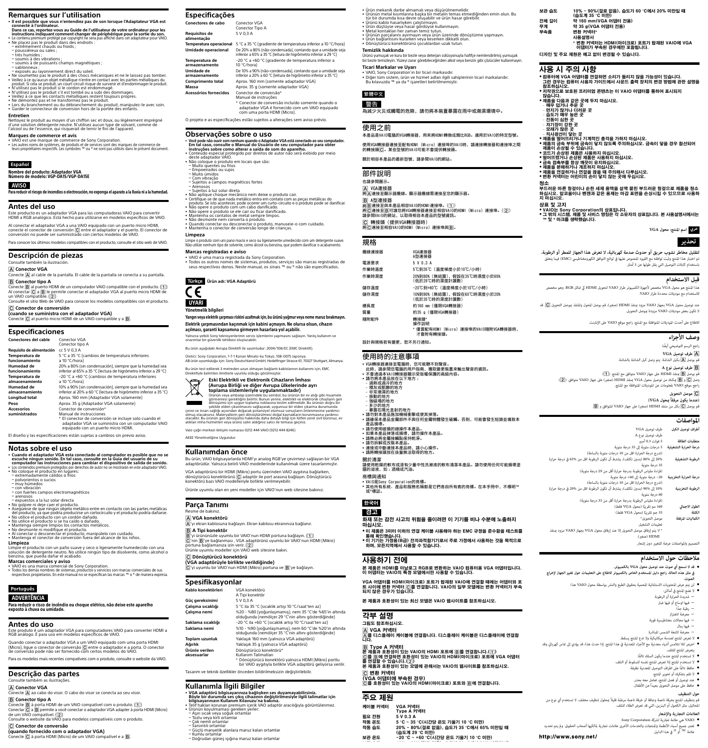## Remarques sur l'utilisation

- **Il est possible que vous n'entendiez pas de son lorsque l'Adaptateur VGA est connecté à l'ordinateur. Dans ce cas, reportez-vous au Guide de l'utilisateur de votre ordinateur pour les instructions indiquant comment changer de périphérique pour la sortie du son.**
- Le contenu premium protégé par copyright ne sera pas affiché dans cet adaptateur pour VAIO.
- Ne placez pas le produit dans des endroits :
  - extrêmement chauds ou froids ;
  - poussiéreux ou sales ;
  - très humides ;
  - soumis à des vibrations ;
  - soumis à de puissants champs magnétiques ;
  - sablonneux ;
  - exposés au rayonnement direct du soleil.
- Ne soumettez pas le produit à des chocs mécaniques et ne le laissez pas tomber.
- Veillez à ce qu'aucun objet métallique n'entre en contact avec les parties métalliques du produit. Si cela se produit, un court-circuit risque de survenir et d'endommager le produit.
- N'utilisez pas le produit si le câble est endommagé.
- N'utilisez pas le produit s'il est tombé ou a subi des dommages.
- Veillez à ce que les contacts métalliques restent toujours propres.
- Ne démontez pas et ne transformez pas le produit.
- Lors du branchement ou du débranchement du produit, manipulez-le avec soin.
- Garder le connecteur de conversion hors de la portée des enfants.

### Entretien

Nettoyez le produit au moyen d'un chiffon sec et doux, ou légèrement imprégné d'une solution détergente neutre. N'utilisez aucun type de solvant, comme de l'alcool ou de l'essence, qui risquerait de ternir le fini de l'appareil.

### Marques de commerce et avis

- VAIO est une marque de commerce de Sony Corporation.
- Les autres noms de systèmes, de produits et de services sont des marques de commerce de leurs propriétaires respectifs. Les symboles ™ ou ® ne sont pas utilisés dans le présent document.

# Español

**Nombre del producto: Adaptador VGA**
**Número de modelo: VGP-DA15/VGP-DA15E**

### AVISO

**Para reducir el riesgo de incendios o electrocución, no exponga el aparato a la lluvia ni a la humedad.**

## Antes del uso

Este producto es un adaptador VGA para las computadoras VAIO para convertir HDMI a RGB analógico. Está hecho para utilizarse en modelos específicos de VAIO.

Al conectar el adaptador VGA a una VAIO equipado con un puerto micro HDMI, conecte el conector de conversión C entre el adaptador y el puerto. El conector de conversión puede no suministrarse con ciertos modelos de VAIO.

Para conocer los últimos modelos compatibles con el producto, consulte el sitio web de VAIO.

## Descripción de piezas

Consulte también la ilustración.

**A Conector VGA**
Conecte A al cable de la pantalla. El cable de la pantalla se conecta a su pantalla.

**B Conector tipo A**
Conecte B al puerto HDMI de un computador VAIO compatible con el producto. (1)
Al conectar C a B le permite conectar el adaptador VGA al puerto micro HDMI de un VAIO compatible. (2)
Consulte el sitio Web de VAIO para conocer los modelos compatibles con el producto.

**C Conector de conversión (cuando se suministra con el adaptador VGA)**
Conecte C al puerto micro HDMI de un VAIO compatible y a B.

## Especificaciones

| | |
|---|---|
| Conectores del cable | Conector VGA<br>Conector tipo A |
| Requisito de alimentación | cc 5 V 0,3 A |
| Temperatura de funcionamiento | 5 °C a 35 °C (cambios de temperatura inferiores a 10 °C/hora) |
| Humedad de funcionamiento | 20% a 80% (sin condensación), siempre que la humedad sea inferior al 65% a 35 °C (lectura de higrómetro inferior a 29 °C) |
| Temperatura de almacenamiento | –20 °C a +60 °C (cambios de temperatura inferiores a 10 °C/hora) |
| Humedad de almacenamiento | 10% a 90% (sin condensación), siempre que la humedad sea inferior al 20% a 60 °C (lectura de higrómetro inferior a 35 °C) |
| Longitud total | Aprox. 160 mm (Adaptador VGA solamente) |
| Peso | Aprox. 35 g (Adaptador VGA solamente) |
| Accesorios suministrados | Conector de conversión*<br>Manual de instrucciones<br>* El conector de conversión se incluye solo cuando el adaptador VGA se suministra con un computador VAIO equipado con un puerto micro HDMI. |

El diseño y las especificaciones están sujetas a cambios sin previo aviso.

## Notas sobre el uso

- **Cuando el adaptador VGA esta conectado al computador es posible que no se escuche ningún sonido. En tal caso, consulte en la Guía del usuario de su computador las instrucciones para cambiar el dispositivo de salida de sonido.**
- Los contenidos premium protegidos por derechos de autor no se mostrarán en este adaptador VAIO.
- No coloque el producto en lugares:
  - extremadamente cálidos o fríos
  - polvorientos o sucios
  - muy húmedos
  - con vibración
  - con fuertes campos electromagnéticos
  - arenosos
  - expuestos a la luz solar directa
- No golpee ni deje caer el producto.
- Asegúrese de que ningún objeto metálico entre en contacto con las partes metálicas del producto, ya que podría producirse un cortocircuito y el producto podría dañarse.
- No utilice el producto con un cordón dañado.
- No utilice el producto si se ha caído o dañado.
- Mantenga siempre limpios los contactos metálicos.
- No desmonte ni modifique el producto.
- Al conectar o desconectar el producto, manipúlelo con cuidado.
- Mantenga el conector de conversión fuera del alcance de los niños.

### Limpieza

Limpie el producto con un paño suave y seco o ligeramente humedecido con una solución de detergente neutro. No utilice ningún tipo de disolvente, como alcohol o benzina, que pueda dañar el acabado.

### Marcas comerciales y aviso

- VAIO es una marca comercial de Sony Corporation.
- Todos los demás nombres de sistemas, productos y servicios son marcas comerciales de sus respectivos propietarios. En este manual no se especifican las marcas ™ o ® de manera expresa.

# Português

### ADVERTÊNCIA

**Para reduzir o risco de incêndio ou choque elétrico, não deixe este aparelho exposto à chuva ou umidade.**

## Antes do uso

Este produto é um adaptador VGA para computadores VAIO para converter HDMI a RGB análogo. É para uso em modelos específicos de VAIO.

Quando conectar o adaptador VGA a um VAIO equipado com uma porta HDMI (Micro), ligue o conector de conversão C entre o adaptador e a porta. O conector de conversão pode não ser fornecido com certos modelos do VAIO.

Para os modelos mais recentes compatíveis com o produto, consulte o website da VAIO.

## Descrição das partes

Consulte também as ilustrações.

**A Conector VGA**
Conecte A ao cabo do visor. O cabo do visor se conecta ao seu visor.

**B Conector tipo A**
Conecte B à porta HDMI de um VAIO compatível com o produto. (1)
Conectar C a B permite a você conectar o adaptador VGA adapter à porta HDMI (Micro) de um VAIO compatível. (2)
Consulte o website da VAIO para modelos compatíveis com o produto.

**C Conector de conversão (quando fornecido com o adaptador VGA)**
Conecte C à porta HDMI (Micro) de um VAIO compatível e a B.

## Especificações

| | |
|---|---|
| Conectores de cabo | Conector VGA<br>Conector Tipo A |
| Requisitos de alimentação | 5 V 0,3 A |
| Temperatura operacional | 5 °C a 35 °C (gradiente de temperatura inferior a 10 °C/hora) |
| Umidade operacional | De 20% a 80% (não-condensada), contando que a umidade seja inferior a 65% a 35 °C (leitura de higrômetro inferior a 29 °C) |
| Temperatura de armazenamento | –20 °C a +60 °C (gradiente de temperatura inferior a 10 °C/hora) |
| Umidade de armazenamento | De 10% a 90% (não-condensada), contando que a umidade seja inferior a 20% a 60 °C (leitura de higrômetro inferior a 35 °C) |
| Comprimento total | Aprox. 160 mm (somente adaptador VGA) |
| Massa | Aprox. 35 g (somente adaptador VGA) |
| Acessórios fornecidos | Conector de conversão*<br>Manual de instruções<br>* O conector de conversão incluído somente quando o adaptador VGA é fornecido com um VAIO equipado com uma porta HDMI (Micro). |

O projeto e as especificações estão sujeitos a alterações sem aviso prévio.

## Observações sobre o uso

- **Você pode não ouvir som nenhum quando o Adaptador VGA está conectado ao seu computador. Em tal caso, consulte o Manual do Usuário de seu computador para obter instruções sobre como alterar a saída de som do aparelho.**
- Conteúdo especial protegido por direitos de autor não será exibido por meio deste adaptador VAIO.
- Não coloque o produto em locais que são:
  - Muito quentes ou frios
  - Empoeirados ou sujos
  - Muito úmidos
  - Com vibração
  - Sujeitos a campos magnéticos fortes
  - Arenosos
  - Sujeitos à luz solar direta
- Não aplique choque mecânico nem deixe o produto cair.
- Certifique-se de que nada metálico entra em contato com as peças metálicas do produto. Se isto acontecer, pode ocorrer um curto-circuito e o produto pode se danificar.
- Não opere o produto com um cabo danificado.
- Não opere o produto se ele cair ou ficar danificado.
- Mantenha os contatos de metal sempre limpos.
- Não desmonte nem converta o produto.
- Quando conectar ou desconectar o produto, manuseie-o com cuidado.
- Mantenha o conector de conversão longe de crianças.

### Limpeza

Limpe o produto com um pano macio e seco ou ligeiramente umedecido com um detergente suave. Não utilize nenhum tipo de solvente, como álcool ou benzina, que podem danificar o acabamento.

### Marcas registradas e aviso

- VAIO é uma marca registrada da Sony Corporation.
- Todos os outros nomes de sistemas, produtos, serviços são marcas registradas de seus respectivos donos. Neste manual, os sinais ™ ou ® não são especificados.

# Türkçe

**Ürün adı: VGA Adaptörü**

CE

### UYARI

**Yönetmelik bilgileri**

**Yangın veya elektrik çarpması riskini azaltmak için, bu ürünü yağmur veya neme maruz bırakmayın.**

**Elektrik çarpmasından kaçınmak için kabini açmayın. Ne olursa olsun, cihazın açılması, garanti kapsamına girmeyen hasarlara yol açabilir.**

Yalnızca yetkili Sony teknisyenlerinin servis işlemlerini yapmasını sağlayın. Yanlış kullanım ve onarımlar bir güvenlik tehlikesi oluşturabilir.

Bu ürün aşağıdaki Avrupa Direktifi ile uyumludur: 2004/108/EC (EMC Direktifi).

Üretici: Sony Corporation, 1-7-1 Konan Minato-ku Tokyo, 108-0075 Japonya.
AB ürün uyumluluğu için: Sony Deutschland GmbH, Hedelfinger Strasse 61, 70327 Stuttgart, Almanya.

Bu ürün test edilerek 3 metreden uzun olmayan bağlantı kablolarının kullanımı için, EMC Direktifiyle belirtilen limitlerle uyumlu olduğu görülmüştür.

**Eski Elektrikli ve Elektronik Cihazların İmhası (Avrupa Birliği ve diğer Avrupa ülkelerinde ayrı toplama sistemleriyle uygulanmaktadır)**

Ürünün veya ambalajı üzerindeki bu sembol, bu ürünün bir ev atığı gibi muamele görmemesi gerektiğini belirtir. Bunun yerine, elektrikli ve elektronik cihazların geri dönüşümü için kullanılan uygun toplama noktasına teslim edilmelidir. Bu ürünün doğru bir şekilde elden çıkarılmasını sağlayarak, uygunsuz bir elden çıkarma durumunda çevre ve insan sağlığı açısından doğacak potansiyel olumsuz sonuçların önlenmesine yardımcı olmuş olacaksınız. Materyallerin geri dönüştürülmesi doğal kaynakların korunmasına yardımcı olacaktır. Bu ürünün geri dönüşümü hakkında daha detaylı bilgi için lütfen yerel sivil büronuz, ev atıkları imha hizmetleri veya ürünü satın aldığınız satıcı ile temasa geçiniz.

Vaio çağrı merkezi iletişim numarası 0212 444 VAIO (0212 444 8246)

AEEE Yönetmeliğine Uygundur

## Kullanımdan önce

Bu ürün, VAIO bilgisayarlarda HDMI'yı analog RGB'ye çevirmeyi sağlayan bir VGA adaptörüdür. Yalnızca belirli VAIO modellerinde kullanılmak üzere tasarlanmıştır.

VGA adaptörünü bir HDMI (Mikro) portu üzerinden VAIO aygıtına bağlarken, dönüştürücü konektörünü C adaptör ile port arasına bağlayın. Dönüştürücü konektörü bazı VAIO modelleriyle birlikte verilmeyebilir.

Ürünle uyumlu olan en yeni modeller için VAIO'nun web sitesine bakınız.

## Parça Tanımı

Resme de bakınız.

**A VGA konektörü**
A'yı ekran kablosuna bağlayın. Ekran kablosu ekranınıza bağlanır.

**B A Tipi konektör**
B'yi ürününüzle uyumlu bir VAIO'nun HDMI portuna bağlayın. (1)
C'nin B'ye bağlanması , VGA adaptörünü uyumlu bir VAIO'nun HDMI (Mikro) portuna bağlamanıza izin verir. (2)
Ürünle uyumlu modeller için VAIO web sitesine bakın.

**C Dönüştürücü konektörü (VGA adaptörüyle birlikte verildiğinde)**
C'yi uyumlu bir VAIO'nun HDMI (Mikro) portuna ve B'ye bağlayın.

## Spesifikasyonlar

| | |
|---|---|
| Kablo konektörleri | VGA konektörü<br>A Tipi konektör |
| Güç gereksinimi | 5 V 0,3 A |
| Çalışma sıcaklığı | 5 °C ila 35 °C (sıcaklık artışı 10 °C/saat'ten az) |
| Çalışma nemi | %20 - %80 (yoğunlaşmamış), nem 35 °C'de %65'in altında olduğunda (nemölçer 29 °C'nin altını gösterdiğinde) |
| Saklama sıcaklığı | –20 °C ila +60 °C (sıcaklık artışı 10 °C/saat'ten az) |
| Saklama nemi | %10 - %90 (yoğunlaşmamış), nem 60 °C'de %20'nin altında olduğunda (nemölçer 35 °C'nin altını gösterdiğinde) |
| Toplam uzunluk | Yaklaşık 160 mm (yalnızca VGA adaptörü) |
| Ağırlık | Yaklaşık 35 g (yalnızca VGA adaptörü) |
| Ürünle verilen aksesuarlar | Dönüştürücü konektörü*<br>Kullanım Talimatları<br>* Dönüştürücü konektörü yalnızca HDMI (Mikro) portlu bir VAIO aygıtıyla birlikte VGA adaptörü geliyorsa verilir. |

Tasarım ve teknik özellikler önceden bildirilmeksizin değiştirilebilir.

## Kullanımla İlgili Bilgiler

- **VGA adaptörü bilgisayarınıza bağlıyken ses duyamayabilirsiniz. Böyle bir durumda ses çıkış cihazının değiştirilmesiyle ilgili talimatlar için bilgisayarınızın Kullanım Kılavuzu'na bakınız.**
- Telif hakları korunan premium içerik VAIO adaptör aracılığıyla görüntülenmez.
- Ürünün koyulmaması gereken yerler:
  - Aşırı sıcak veya soğuk ortamlar
  - Tozlu veya kirli ortamlar
  - Çok nemli ortamlar
  - Sarsıntılı ortamlar
  - Güçlü manyetik alanlara maruz kalan ortamlar
  - Kumlu ortamlar
  - Doğrudan güneş ışığına maruz kalan ortamlar
- Ürün mekanik darbe almamalı veya düşürülmemelidir.
- Ürünün metal kısımlarına başka bir metalin temas etmediğinden emin olun. Bu tür bir durumda kısa devre oluşabilir ve ürün hasar görebilir.
- Ürünü kablo hasarlıyken çalıştırmayın.
- Ürün düştüyse veya hasar gördüyse kullanmayın.
- Metal kontakları her zaman temiz tutun.
- Ürünün parçalarını ayırmayın veya ürün üzerinde dönüştürme yapmayın.
- Ürün bağlantısını kurarken veya keserken dikkatli olun.
- Dönüştürücü konektörü çocuklardan uzak tutun.

### Temizlik hakkında

Ürünü yumuşak ve kuru bir bezle veya deterjan solüsyonuyla hafifçe nemlendirilmiş yumuşak bir bezle temizleyin. Yüzeyi zarar görebileceğinden alkol veya benzin gibi çözücüler kullanmayın.

### Ticari Markalar ve Uyarı

- VAIO, Sony Corporation'ın bir ticari markasıdır.
- Diğer tüm sistem, ürün ve hizmet adları ilgili sahiplerinin ticari markalarıdır. Bu kılavuzda ™ ya da ® işaretleri belirtilmemiştir.

# 繁體中文

### 警告

為減少火災或觸電的危險，請勿將本裝置暴露在雨中或潮濕環境中。

## 使用之前

本產品是VAIO電腦的VGA轉接器，用來將HDMI轉換成類比RGB。適用於VAIO的特定型號。

使用VGA轉接器連接至配有HDMI（Micro）連接埠的VAIO時，請連接轉接器和連接埠之間的轉接器C。某些型號的VAIO可能不會提供轉接器。

關於相容本產品的最新型號，請參閱VAIO的網站。

## 部件說明

也請參閱圖示。

**A VGA連接器**
將A連接至顯示器纜線。顯示器纜線需連接至您的顯示器。

**B A型連接器**
將B連接至與本產品相容VAIO的HDMI連接埠。（1）
將C連接至B可讓您將VGA轉接器連接至相容VAIO的HDMI（Micro）連接埠。（2）
請參閱VAIO的網站，以取得相容本產品的型號資訊。

**C 轉接器（提供VGA轉接器時）**
將C連接至相容VAIO的HDMI（Micro）連接埠與B。

## 規格

| | |
|---|---|
| 纜線連接器 | VGA連接器<br>A型連接器 |
| 電源要求 | 5 V 0.3 A |
| 作業時溫度 | 5℃到35℃（溫度梯度小於10℃/小時） |
| 作業時濕度 | 20%到80%（無結露），假設在35℃時濕度小於65%（低於29℃時的濕度計讀數） |
| 儲存溫度 | –20℃到+60℃（溫度梯度小於10℃/小時） |
| 儲存濕度 | 10%到90%（無結露），假設在60℃時濕度小於20%（低於35℃時的濕度計讀數） |
| 總長度 | 約160 mm（僅限VGA轉接器） |
| 質量 | 約35 g（僅限VGA轉接器） |
| 隨附配件 | 轉接器*<br>操作說明<br>* 僅當配有HDMI（Micro）連接埠的VAIO隨附VGA轉接器時，才會附有轉接器。 |

設計與規格若有變更，恕不另行通知。

## 使用時的注意事項

- VGA轉接器連接至電腦時，您可能聽不到聲音。此時，請參閱您電腦的用戶指南，獲取變更聲音裝置來輸出聲音的資訊。
- 不會通過本VAIO轉接器顯示受版權保護的高級內容。
- 請勿將本產品放在以下地方：
  - 過熱或過冷的地方
  - 積灰或骯髒的地方
  - 非常潮濕的地方
  - 振動的地方
  - 強磁場的地方
  - 多沙的地方
  - 暴露在陽光直射的地方
- 請勿對本產品施加機械衝擊或使其掉落。
- 請確保本產品金屬部件不與任何金屬物體發生碰觸。否則，可能會發生短路並導致本產品損壞。
- 請勿使用破損的線纜作本產品。
- 如果本產品掉落或損壞，請勿操作本產品。
- 請務必將金屬接觸點保持乾淨。
- 請勿拆解或改裝本產品。
- 連接或中斷連接本產品時，請小心操作。
- 請將轉接器放在孩童無法取得的地方。

### 關於清潔

請使用乾燥的軟布或浸有少量中性洗滌液的軟布清潔本產品。請勿使用任何可能損壞塗層的溶液，如：酒精或汽油。

### 商標與通知

- VAIO是Sony Corporation的商標。
- 其他所有系統、產品和服務名稱都是它們各自所有者的商標。在本手冊中，不標明™或®標誌。

# 한국어

### 경고

**화재 또는 감전 사고의 위험을 줄이려면 이 기기를 비나 수분에 노출하지 마십시오.**

- **이 제품은 3미터 이하의 연결 케이블 사용해야 하는 EMC 규정을 준수함을 테스트를 통해 확인했습니다.**
- **이 기기는 가정용(B급) 전자파적합기기로서 주로 가정에서 사용하는 것을 목적으로 하며, 모든지역에서 사용할 수 있습니다.**

## 사용하기 전에

본 제품은 HDMI를 아날로그 RGB로 변환하는 VAIO 컴퓨터용 VGA 어댑터입니다. 이 어댑터는 VAIO의 특정 모델에서만 사용할 수 있습니다.

VGA 어댑터를 HDMI(마이크로) 포트가 탑재된 VAIO에 연결할 때에는 어댑터와 포트 사이에 변환 커넥터 C를 연결합니다. VAIO의 일부 모델에는 변환 커넥터가 부속되지 않은 경우가 있습니다.

본 제품과 호환성이 있는 최신 모델은 VAIO 웹사이트를 참조하십시오.

## 각부 설명

그림도 참조하십시오.

**A VGA 커넥터**
A를 디스플레이 케이블에 연결합니다. 디스플레이 케이블은 디스플레이에 연결합니다.

**B Type A 커넥터**
본 제품과 호환성이 있는 VAIO의 HDMI 포트에 B를 연결합니다.(1)
C를 B에 연결하면 호환성이 있는 VAIO의 HDMI(마이크로) 포트에 VGA 어댑터를 연결할 수 있습니다.(2)
본 제품과 호환성이 있는 모델에 관해서는 VAIO의 웹사이트를 참조하십시오.

**C 변환 커넥터 (VGA 어댑터에 부속된 경우)**
C를 호환성이 있는 VAIO의 HDMI(마이크로) 포트와 B에 연결합니다.

## 주요 제원

| | |
|---|---|
| 케이블 커넥터 | VGA 커넥터<br>Type A 커넥터 |
| 필요 전원 | 5 V 0.3 A |
| 작동 온도 | 5 °C ~ 35 °C(시간당 온도 기울기 10 °C 미만) |
| 작동 습도 | 20% ~ 80%(결로 없음), 습도가 35 °C에서 65% 미만일 때 (습도계 29 °C 미만) |
| 보관 온도 | –20 °C ~ +60 °C(시간당 온도 기울기 10 °C 미만) |
| 보관 습도 | 10% ~ 90%(결로 없음), 습도가 60 °C에서 20% 미만일 때 (습도계 35 °C 미만) |
| 전체 길이 | 약 160 mm(VGA 어댑터 전용) |
| 무게 | 약 35 g(VGA 어댑터 전용) |
| 부속품 | 변환 커넥터*<br>사용설명서<br>* 변환 커넥터는 HDMI(마이크로) 포트가 탑재된 VAIO에 VGA 어댑터가 부속된 경우에만 포함됩니다. |

디자인 및 주요 제원은 예고 없이 변경될 수 있습니다.

## 사용 시 주의 사항

- **컴퓨터에 VGA 어댑터를 연결하면 소리가 들리지 않을 가능성이 있습니다. 그런 경우는 컴퓨터 사용자 가이드에서 사운드 출력 장치의 변경 방법에 관한 설명을 참조하십시오.**
- **저작권으로 보호된 프리미엄 콘텐츠는 이 VAIO 어댑터를 통하여 표시되지 않습니다.**
- **제품을 다음과 같은 곳에 두지 마십시오.**
  - 매우 덥거나 추운 곳
  - 먼지가 많거나 더러운 곳
  - 습도가 매우 높은 곳
  - 진동이 심한 곳
  - 자기장이 강한 곳
  - 모래가 많은 곳
  - 직사광선이 닿는 곳
- **제품을 떨어뜨리거나 기계적인 충격을 가하지 마십시오.**
- **제품의 금속 부위에 금속이 닿지 않도록 주의하십시오. 금속이 닿을 경우 합선되어 제품이 손상될 수 있습니다.**
- **코드가 손상된 제품은 사용하지 마십시오.**
- **떨어뜨렸거나 손상된 제품은 사용하지 마십시오.**
- **금속 접촉부를 항상 깨끗이 유지하십시오.**
- **제품을 분해하거나 개조하지 마십시오.**
- **제품을 연결하거나 연결을 끊을 때 주의해서 다루십시오.**
- **변환 커넥터는 어린이의 손이 닿지 않는 곳에 두십시오.**

### 청소

부드러운 마른 헝겊이나 순한 세제 용액을 살짝 묻힌 부드러운 헝겊으로 제품을 청소하십시오. 알코올이나 벤젠과 같은 용제는 마감 표면을 손상시킬 수 있으므로 사용하지 마십시오.

### 상표 및 고지

- **VAIO는 Sony Corporation의 상표입니다.**
- **그 밖의 시스템, 제품 및 서비스 명칭은 각 소유자의 상표입니다. 본 사용설명서에서는 ™ 및 ® 마크를 생략했습니다.**

# عربي

**اسم المنتج: محول VGA**

### تحذير

**لتقليل مخاطر نشوب حريق أو حدوث صدمة كهربائية، لا تعرض هذا الجهاز للمطر أو الرطوبة.**

تم اختبار هذا المنتج وثبت توافقه مع القيود المنصوص عليها في لوائح التوافق الكهرومغناطيسي (EMC) فيما يتعلق باستخدام كابلات التوصيل التي يقل طولها عن 3 أمتار

## قبل الاستخدام

هذا المنتج هو محول VGA مخصص لأجهزة الكمبيوتر طراز VAIO لتحويل HDMI إلى RGB تماثلي. وهو مخصص للاستخدام مع موديلات محددة طراز VAIO.

عند توصيل محول VGA بجهاز VAIO مزود بمنفذ HDMI (صغير)، قم بوصل المحول والمنفذ بموصل التحويل C. قد لا تكون بعض موديلات VAIO مزودة بموصل التحويل.

للاطلاع على أحدث الموديلات المتوافقة مع المنتج، راجع موقع VAIO على الإنترنت.

## وصف الأجزاء

راجع الرسم التوضيحي أيضًا.

**A طرف توصيل VGA**
قم بوصل A بكبل الشاشة. يتم وصل كبل الشاشة بالشاشة.

**B طرف توصيل نوع A**
قم بوصل B بمنفذ HDMI على جهاز VAIO متوافق مع المنتج. (1)
وصل C و B يمكنك من توصيل محول VGA بمنفذ HDMI (صغير) على جهاز VAIO متوافق. (2)
راجع موقع VAIO للحصول على الموديلات المتوافقة مع المنتج.

**C موصل التحويل (عندما يكون مرفقاً بمحول VGA)**
قم بوصل C بكل من منفذ HDMI (صغير) على جهاز VAIO المتوافق و B.

## المواصفات

| | |
|---|---|
| أطراف توصيل الكبل | طرف توصيل VGA<br>طرف توصيل نوع A |
| متطلبات الطاقة | 5 فولت 0.3 أمبير |
| درجة الحرارة التشغيلية | 5 درجات مئوية إلى 35 درجة مئوية (تدرج درجة الحرارة أقل من 10 درجات مئوية بالساعة) |
| الرطوبة التشغيلية | 20% إلى 80% (بدون تكثف)، بشرط أن تكون الرطوبة أقل من 65% في درجة حرارة 35 درجة مئوية (قراءة مقياس الرطوبة بدرجة حرارة أقل من 29 درجة مئوية) |
| درجة الحرارة التخزينية | –20 درجة مئوية إلى +60 درجة مئوية (تدرج درجة الحرارة أقل من 10 درجات مئوية بالساعة) |
| الرطوبة التخزينية | 10% إلى 90% (بدون تكثف)، بشرط أن تكون الرطوبة أقل من 20% في درجة حرارة 60 درجة مئوية (قراءة مقياس الرطوبة بدرجة حرارة أقل من 35 درجة مئوية) |
| الطول الاجمالي | 160 مم تقريبًا (محول VGA فقط) |
| الكتلة | 35 جم تقريبًا (محول VGA فقط) |
| الكماليات المرفقة | موصل التحويل*<br>تعليمات التشغيل<br>* لا يتم إرفاق موصل التحويل إلا عند إرفاق محول VGA بجهاز VAIO مزود بمنفذ HDMI (صغير). |

التصميم والمواصفات عرضة للتغيير دون إشعار.

## ملاحظات حول الاستخدام

- **قد لا تسمع أي صوت عند توصيل محول VGA بالكمبيوتر. في مثل هذه الحالة، راجع دليل المستخدم الخاص بالكمبيوتر للاطلاع على التعليمات حول تغيير الجهاز لإخراج الصوت.**
- لن يتم عرض المحتويات الاستثنائية المحمية بحقوق الطبع والنشر بواسطة محول VAIO هذا.
- لا تضع المنتج في أماكن:
  - شديدة الحرارة أو البرودة
  - فيها أوساخ أو فيها غبار
  - رطبة جدًا
  - معرضة للاهتزاز
  - فيها مجالات مغناطيسية قوية
  - فيها رمال
  - معرضة لأشعة الشمس المباشرة
- لا تعرض المنتج لصدمة ميكانيكية ولا تدع المنتج يسقط.
- احرص ألا تتلامس أشياء معدنية مع الأجزاء المعدنية في هذا المنتج. إذا حدث هذا، قد يؤدي إلى تماس كهربائي وقد يتعرض المنتج للتلف.
- لا تستخدم المنتج عندما يكون السلك تالفًا.
- لا تستخدم المنتج إذا تعرض المنتج لسقوط أو التلف.
- حافظ دائمًا على أطراف التوصيل المعدنية نظيفة.
- لا تقم بتفكيك أو تحوير المنتج.
- عند توصيل أو فصل المنتج، تعامل معه بحذر.
- حافظ على موصل التحويل بعيداً عن الأطفال.

### حول التنظيف

قم بتنظيف المنتج بخرقة ناعمة وجافة أو خرقة ناعمة مرطبة قليلاً بمحلول تنظيف مخفف. لا تستخدم أي نوع من المحاليل، مثل الكحول أو البنزين التي قد تعرض الطلاء للتلف.

### العلامات التجارية والإشعار

- VAIO هي علامة تجارية لشركة Sony Corporation.
- تعتبر جميع أسماء الأنظمة والمنتجات والخدمات الأخرى علامات تجارية لمالكيها أصحاب الحقوق. ولم يتم تحديد علامة ™ أو ® في هذا الدليل.

**http://www.sony.net/**